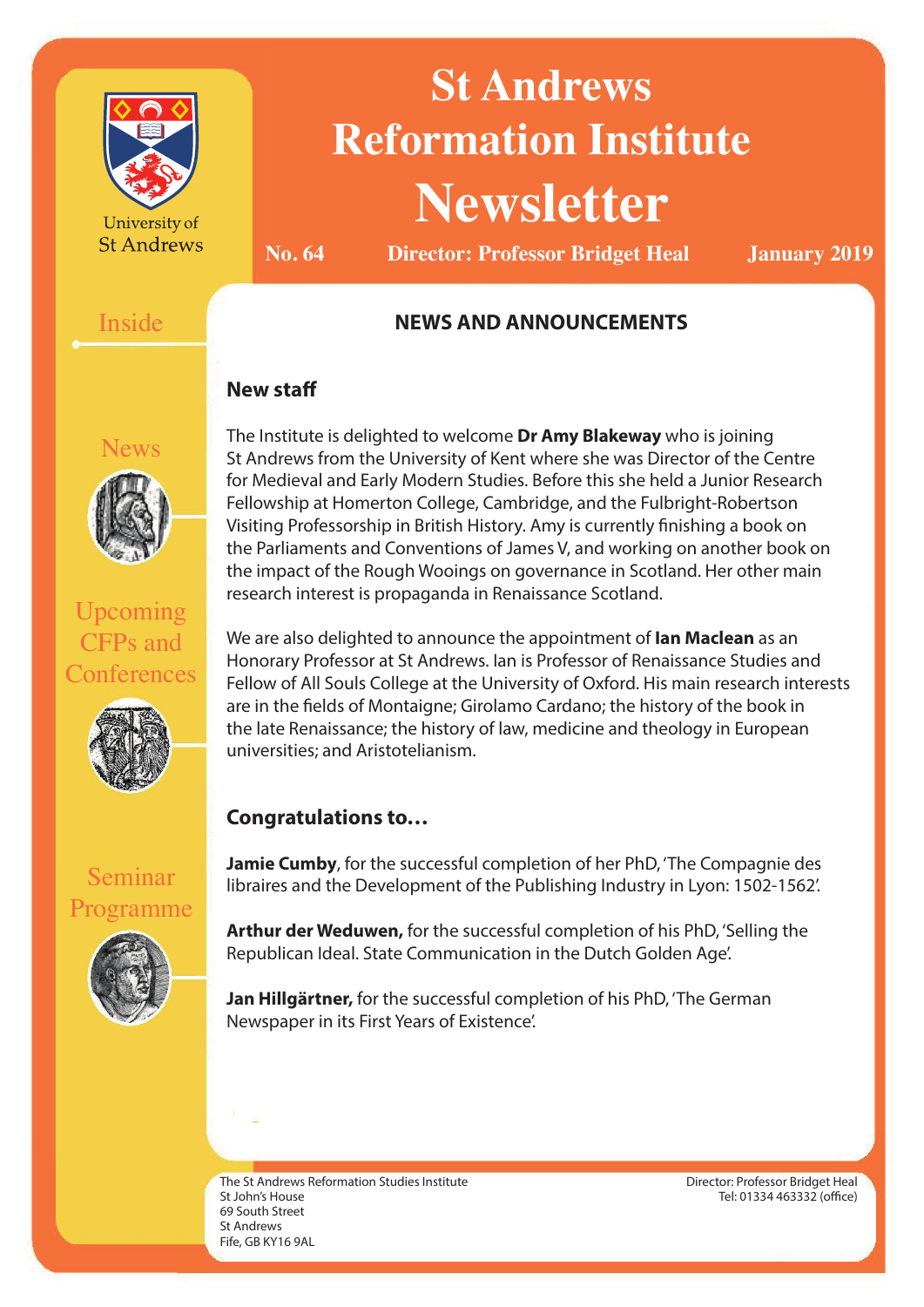University of St Andrews

# St Andrews Reformation Institute Newsletter

**No. 64** | **Director: Professor Bridget Heal** | **January 2019**

Inside

News

Upcoming CFPs and Conferences

Seminar Programme

## NEWS AND ANNOUNCEMENTS

### New staff

The Institute is delighted to welcome **Dr Amy Blakeway** who is joining St Andrews from the University of Kent where she was Director of the Centre for Medieval and Early Modern Studies. Before this she held a Junior Research Fellowship at Homerton College, Cambridge, and the Fulbright-Robertson Visiting Professorship in British History. Amy is currently finishing a book on the Parliaments and Conventions of James V, and working on another book on the impact of the Rough Wooings on governance in Scotland. Her other main research interest is propaganda in Renaissance Scotland.

We are also delighted to announce the appointment of **Ian Maclean** as an Honorary Professor at St Andrews. Ian is Professor of Renaissance Studies and Fellow of All Souls College at the University of Oxford. His main research interests are in the fields of Montaigne; Girolamo Cardano; the history of the book in the late Renaissance; the history of law, medicine and theology in European universities; and Aristotelianism.

### Congratulations to…

**Jamie Cumby**, for the successful completion of her PhD, 'The Compagnie des libraires and the Development of the Publishing Industry in Lyon: 1502-1562'.

**Arthur der Weduwen,** for the successful completion of his PhD, 'Selling the Republican Ideal. State Communication in the Dutch Golden Age'.

**Jan Hillgärtner,** for the successful completion of his PhD, 'The German Newspaper in its First Years of Existence'.

The St Andrews Reformation Studies Institute
St John's House
69 South Street
St Andrews
Fife, GB KY16 9AL

Director: Professor Bridget Heal
Tel: 01334 463332 (office)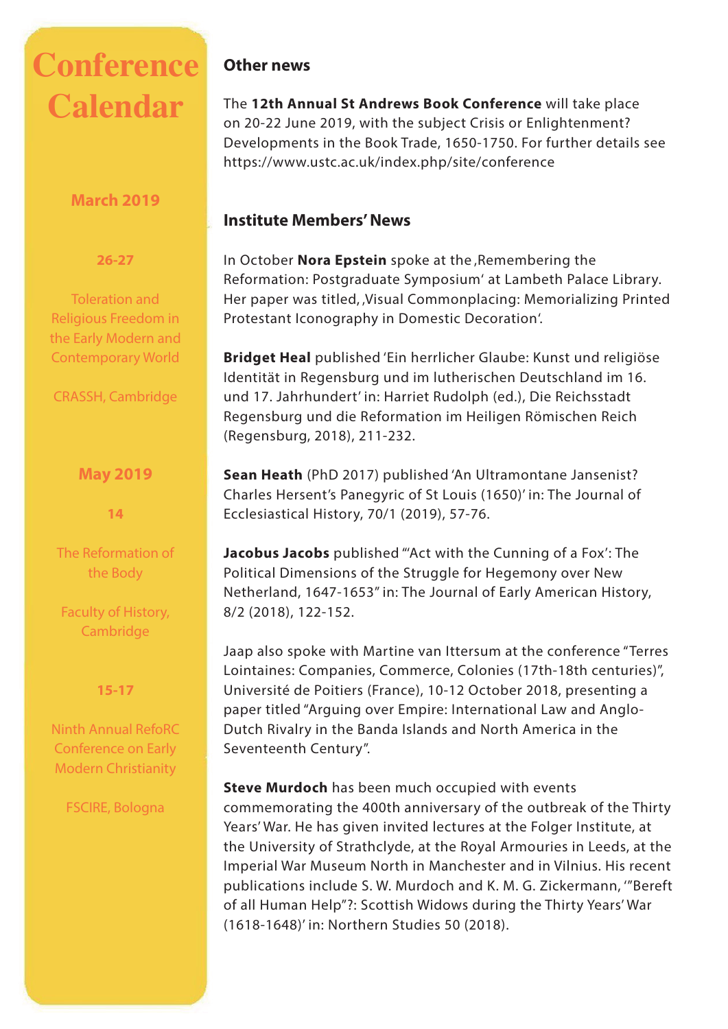# Conference Calendar

## March 2019

**26-27**

Toleration and Religious Freedom in the Early Modern and Contemporary World

CRASSH, Cambridge

## May 2019

**14**

The Reformation of the Body

Faculty of History, Cambridge

**15-17**

Ninth Annual RefoRC Conference on Early Modern Christianity

FSCIRE, Bologna

## Other news

The **12th Annual St Andrews Book Conference** will take place on 20-22 June 2019, with the subject Crisis or Enlightenment? Developments in the Book Trade, 1650-1750. For further details see https://www.ustc.ac.uk/index.php/site/conference

## Institute Members' News

In October **Nora Epstein** spoke at the ‚Remembering the Reformation: Postgraduate Symposium' at Lambeth Palace Library. Her paper was titled ‚Visual Commonplacing: Memorializing Printed Protestant Iconography in Domestic Decoration'.

**Bridget Heal** published 'Ein herrlicher Glaube: Kunst und religiöse Identität in Regensburg und im lutherischen Deutschland im 16. und 17. Jahrhundert' in: Harriet Rudolph (ed.), Die Reichsstadt Regensburg und die Reformation im Heiligen Römischen Reich (Regensburg, 2018), 211-232.

**Sean Heath** (PhD 2017) published 'An Ultramontane Jansenist? Charles Hersent's Panegyric of St Louis (1650)' in: The Journal of Ecclesiastical History, 70/1 (2019), 57-76.

**Jacobus Jacobs** published "'Act with the Cunning of a Fox': The Political Dimensions of the Struggle for Hegemony over New Netherland, 1647-1653" in: The Journal of Early American History, 8/2 (2018), 122-152.

Jaap also spoke with Martine van Ittersum at the conference "Terres Lointaines: Companies, Commerce, Colonies (17th-18th centuries)", Université de Poitiers (France), 10-12 October 2018, presenting a paper titled "Arguing over Empire: International Law and Anglo-Dutch Rivalry in the Banda Islands and North America in the Seventeenth Century".

**Steve Murdoch** has been much occupied with events commemorating the 400th anniversary of the outbreak of the Thirty Years' War. He has given invited lectures at the Folger Institute, at the University of Strathclyde, at the Royal Armouries in Leeds, at the Imperial War Museum North in Manchester and in Vilnius. His recent publications include S. W. Murdoch and K. M. G. Zickermann, '"Bereft of all Human Help"?: Scottish Widows during the Thirty Years' War (1618-1648)' in: Northern Studies 50 (2018).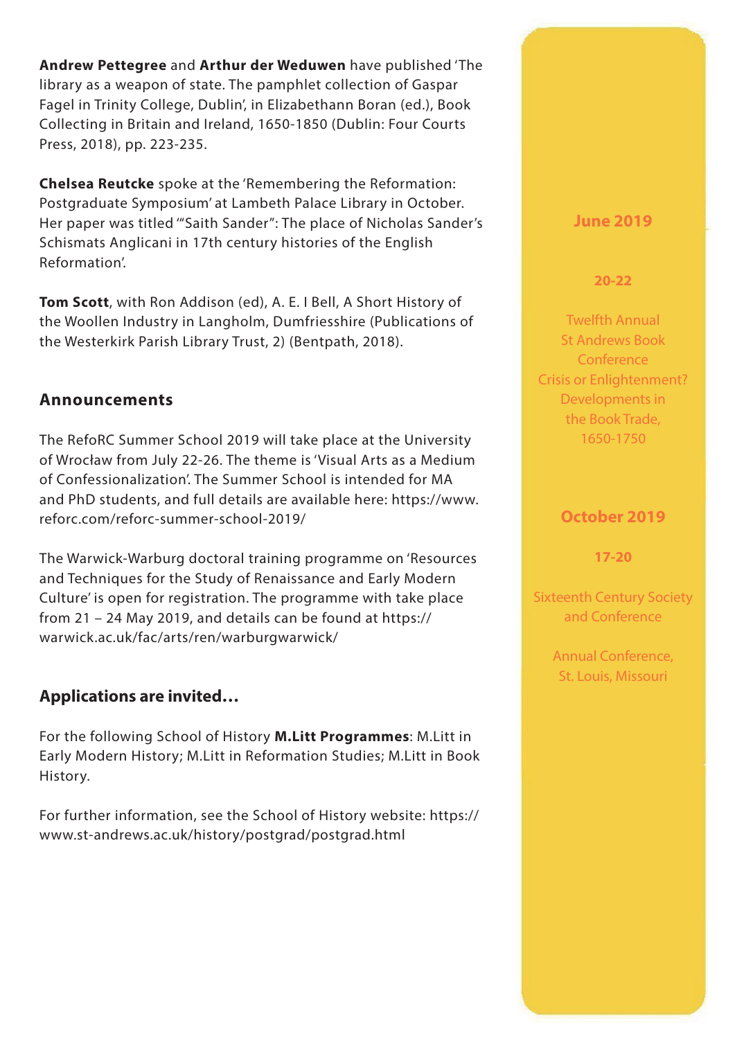**Andrew Pettegree** and **Arthur der Weduwen** have published 'The library as a weapon of state. The pamphlet collection of Gaspar Fagel in Trinity College, Dublin', in Elizabethann Boran (ed.), Book Collecting in Britain and Ireland, 1650-1850 (Dublin: Four Courts Press, 2018), pp. 223-235.

**Chelsea Reutcke** spoke at the 'Remembering the Reformation: Postgraduate Symposium' at Lambeth Palace Library in October. Her paper was titled '"Saith Sander": The place of Nicholas Sander's Schismats Anglicani in 17th century histories of the English Reformation'.

**Tom Scott**, with Ron Addison (ed), A. E. I Bell, A Short History of the Woollen Industry in Langholm, Dumfriesshire (Publications of the Westerkirk Parish Library Trust, 2) (Bentpath, 2018).

## Announcements

The RefoRC Summer School 2019 will take place at the University of Wrocław from July 22-26. The theme is 'Visual Arts as a Medium of Confessionalization'. The Summer School is intended for MA and PhD students, and full details are available here: https://www.reforc.com/reforc-summer-school-2019/

The Warwick-Warburg doctoral training programme on 'Resources and Techniques for the Study of Renaissance and Early Modern Culture' is open for registration. The programme with take place from 21 – 24 May 2019, and details can be found at https://warwick.ac.uk/fac/arts/ren/warburgwarwick/

## Applications are invited…

For the following School of History **M.Litt Programmes**: M.Litt in Early Modern History; M.Litt in Reformation Studies; M.Litt in Book History.

For further information, see the School of History website: https://www.st-andrews.ac.uk/history/postgrad/postgrad.html

**June 2019**

**20-22**

Twelfth Annual St Andrews Book Conference Crisis or Enlightenment? Developments in the Book Trade, 1650-1750

**October 2019**

**17-20**

Sixteenth Century Society and Conference

Annual Conference, St. Louis, Missouri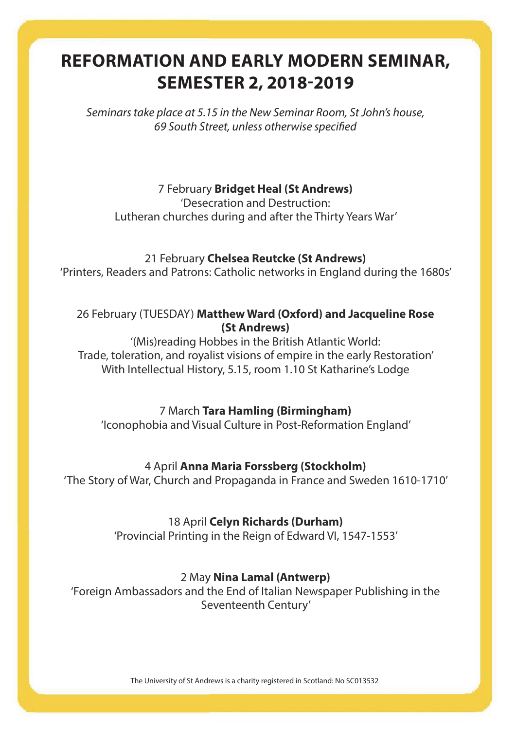# REFORMATION AND EARLY MODERN SEMINAR, SEMESTER 2, 2018-2019

*Seminars take place at 5.15 in the New Seminar Room, St John's house, 69 South Street, unless otherwise specified*

7 February **Bridget Heal (St Andrews)**
'Desecration and Destruction:
Lutheran churches during and after the Thirty Years War'

21 February **Chelsea Reutcke (St Andrews)**
'Printers, Readers and Patrons: Catholic networks in England during the 1680s'

26 February (TUESDAY) **Matthew Ward (Oxford) and Jacqueline Rose (St Andrews)**
'(Mis)reading Hobbes in the British Atlantic World:
Trade, toleration, and royalist visions of empire in the early Restoration'
With Intellectual History, 5.15, room 1.10 St Katharine's Lodge

7 March **Tara Hamling (Birmingham)**
'Iconophobia and Visual Culture in Post-Reformation England'

4 April **Anna Maria Forssberg (Stockholm)**
'The Story of War, Church and Propaganda in France and Sweden 1610-1710'

18 April **Celyn Richards (Durham)**
'Provincial Printing in the Reign of Edward VI, 1547-1553'

2 May **Nina Lamal (Antwerp)**
'Foreign Ambassadors and the End of Italian Newspaper Publishing in the Seventeenth Century'

The University of St Andrews is a charity registered in Scotland: No SC013532